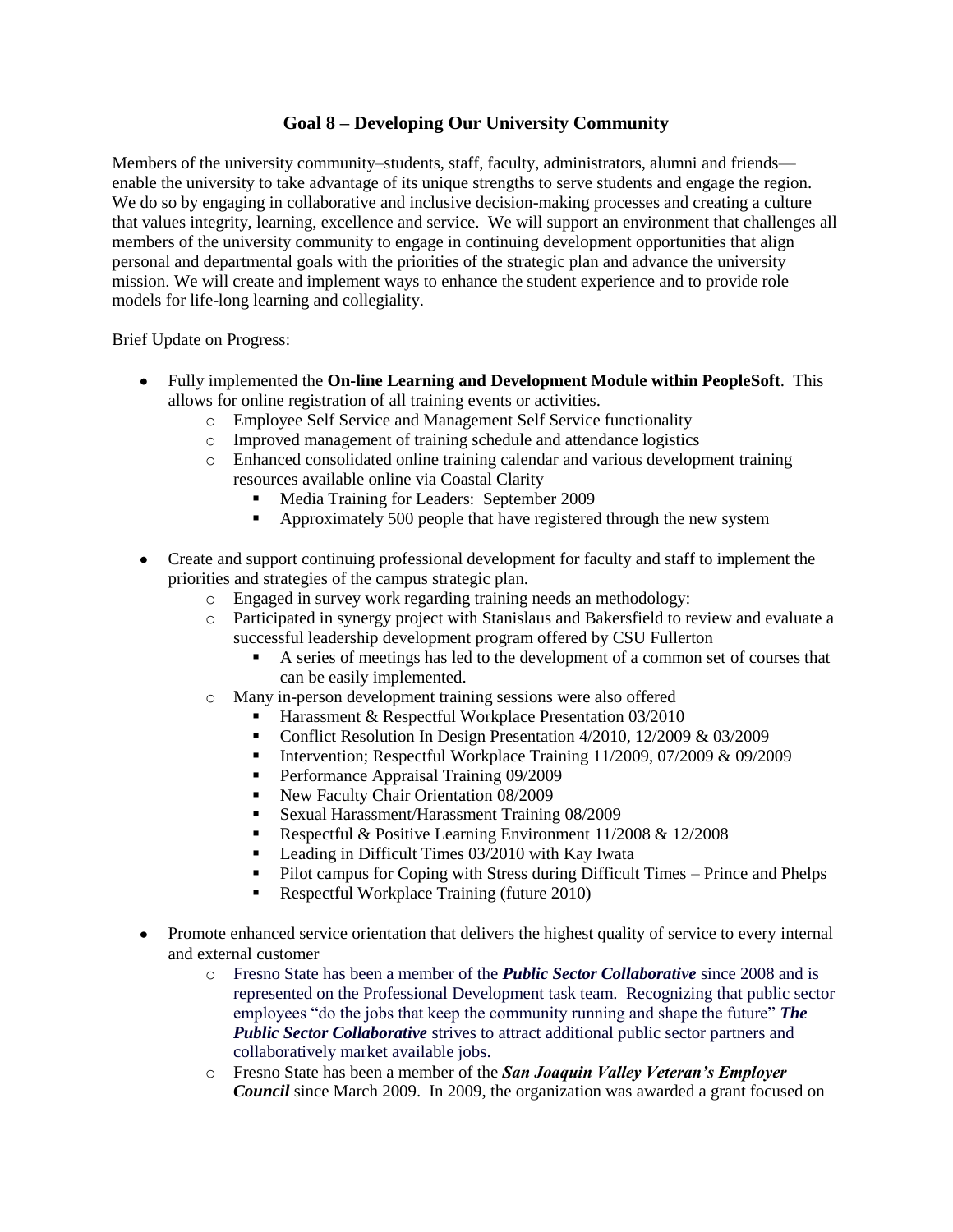## Goal 8 – Developing Our University Community

Members of the university community–students, staff, faculty, administrators, alumni and friends—enable the university to take advantage of its unique strengths to serve students and engage the region. We do so by engaging in collaborative and inclusive decision-making processes and creating a culture that values integrity, learning, excellence and service. We will support an environment that challenges all members of the university community to engage in continuing development opportunities that align personal and departmental goals with the priorities of the strategic plan and advance the university mission. We will create and implement ways to enhance the student experience and to provide role models for life-long learning and collegiality.

Brief Update on Progress:

- Fully implemented the **On-line Learning and Development Module within PeopleSoft**. This allows for online registration of all training events or activities.
  - Employee Self Service and Management Self Service functionality
  - Improved management of training schedule and attendance logistics
  - Enhanced consolidated online training calendar and various development training resources available online via Coastal Clarity
    - Media Training for Leaders: September 2009
    - Approximately 500 people that have registered through the new system

- Create and support continuing professional development for faculty and staff to implement the priorities and strategies of the campus strategic plan.
  - Engaged in survey work regarding training needs an methodology:
  - Participated in synergy project with Stanislaus and Bakersfield to review and evaluate a successful leadership development program offered by CSU Fullerton
    - A series of meetings has led to the development of a common set of courses that can be easily implemented.
  - Many in-person development training sessions were also offered
    - Harassment & Respectful Workplace Presentation 03/2010
    - Conflict Resolution In Design Presentation 4/2010, 12/2009 & 03/2009
    - Intervention; Respectful Workplace Training 11/2009, 07/2009 & 09/2009
    - Performance Appraisal Training 09/2009
    - New Faculty Chair Orientation 08/2009
    - Sexual Harassment/Harassment Training 08/2009
    - Respectful & Positive Learning Environment 11/2008 & 12/2008
    - Leading in Difficult Times 03/2010 with Kay Iwata
    - Pilot campus for Coping with Stress during Difficult Times – Prince and Phelps
    - Respectful Workplace Training (future 2010)

- Promote enhanced service orientation that delivers the highest quality of service to every internal and external customer
  - Fresno State has been a member of the ***Public Sector Collaborative*** since 2008 and is represented on the Professional Development task team. Recognizing that public sector employees "do the jobs that keep the community running and shape the future" ***The Public Sector Collaborative*** strives to attract additional public sector partners and collaboratively market available jobs.
  - Fresno State has been a member of the ***San Joaquin Valley Veteran's Employer Council*** since March 2009. In 2009, the organization was awarded a grant focused on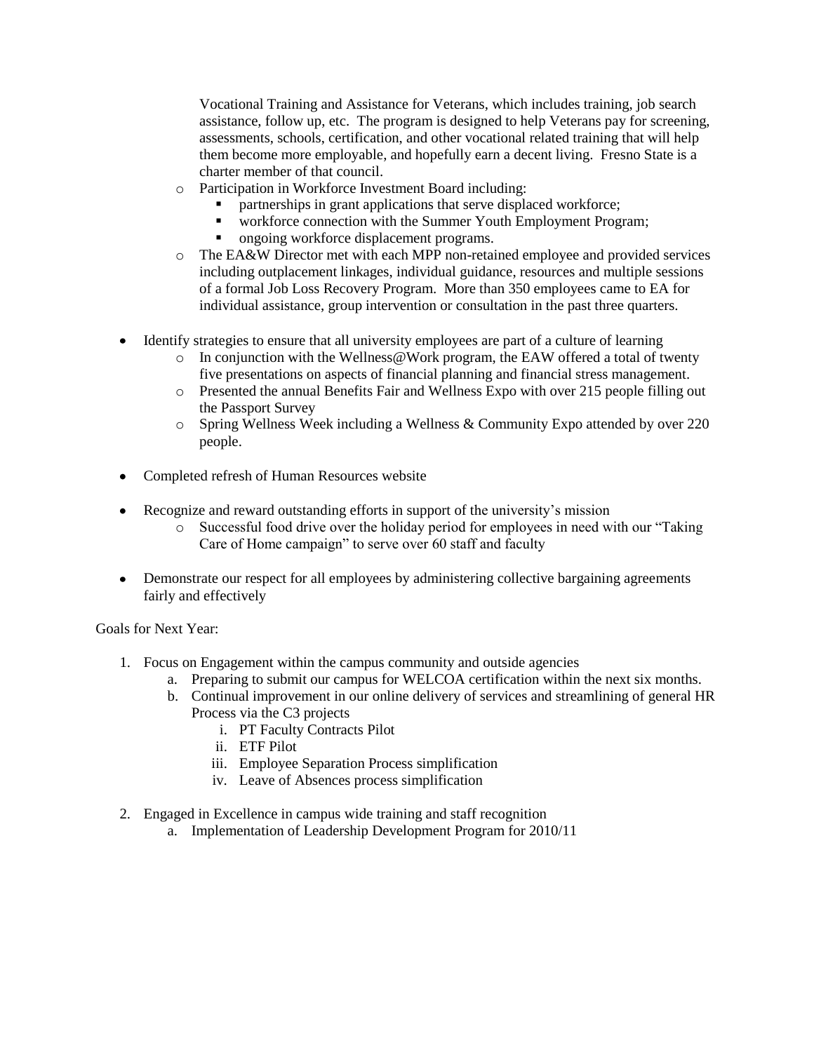Vocational Training and Assistance for Veterans, which includes training, job search assistance, follow up, etc. The program is designed to help Veterans pay for screening, assessments, schools, certification, and other vocational related training that will help them become more employable, and hopefully earn a decent living. Fresno State is a charter member of that council.
  - Participation in Workforce Investment Board including:
    - partnerships in grant applications that serve displaced workforce;
    - workforce connection with the Summer Youth Employment Program;
    - ongoing workforce displacement programs.
  - The EA&W Director met with each MPP non-retained employee and provided services including outplacement linkages, individual guidance, resources and multiple sessions of a formal Job Loss Recovery Program. More than 350 employees came to EA for individual assistance, group intervention or consultation in the past three quarters.

- Identify strategies to ensure that all university employees are part of a culture of learning
  - In conjunction with the Wellness@Work program, the EAW offered a total of twenty five presentations on aspects of financial planning and financial stress management.
  - Presented the annual Benefits Fair and Wellness Expo with over 215 people filling out the Passport Survey
  - Spring Wellness Week including a Wellness & Community Expo attended by over 220 people.

- Completed refresh of Human Resources website

- Recognize and reward outstanding efforts in support of the university's mission
  - Successful food drive over the holiday period for employees in need with our "Taking Care of Home campaign" to serve over 60 staff and faculty

- Demonstrate our respect for all employees by administering collective bargaining agreements fairly and effectively

Goals for Next Year:

1. Focus on Engagement within the campus community and outside agencies
   a. Preparing to submit our campus for WELCOA certification within the next six months.
   b. Continual improvement in our online delivery of services and streamlining of general HR Process via the C3 projects
      i. PT Faculty Contracts Pilot
      ii. ETF Pilot
      iii. Employee Separation Process simplification
      iv. Leave of Absences process simplification

2. Engaged in Excellence in campus wide training and staff recognition
   a. Implementation of Leadership Development Program for 2010/11